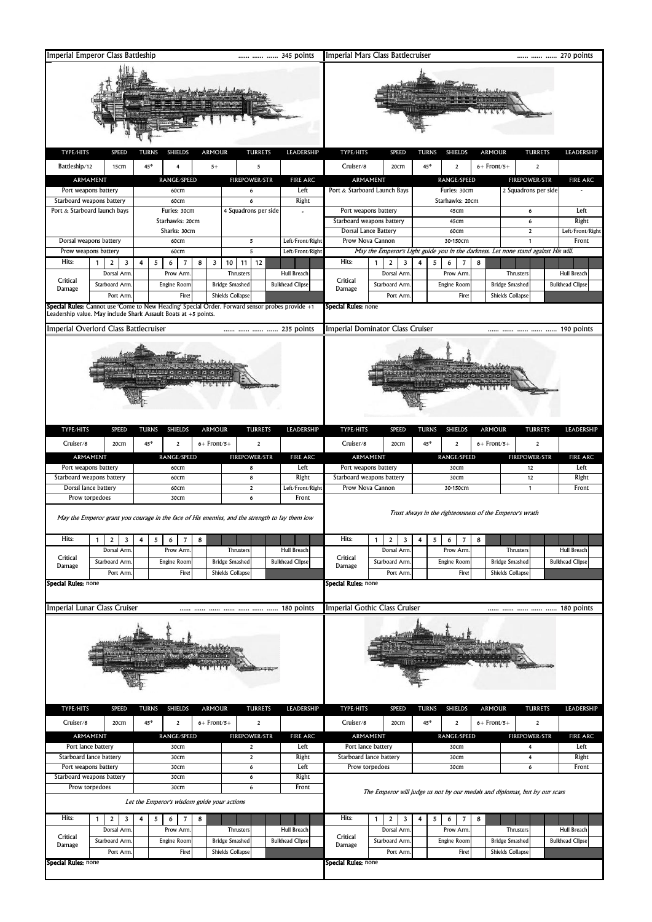## Imperial Emperor Class Battleship ...... ...... ...... 345 points

| TYPE/HITS | SPEED | TURNS | SHIELDS | ARMOUR | TURRETS | LEADERSHIP |
|---|---|---|---|---|---|---|
| Battleship/12 | 15cm | 45° | 4 | 5+ | 5 | |

| ARMAMENT | RANGE/SPEED | FIREPOWER/STR | FIRE ARC |
|---|---|---|---|
| Port weapons battery | 60cm | 6 | Left |
| Starboard weapons battery | 60cm | 6 | Right |
| Port & Starboard launch bays | Furies: 30cm<br>Starhawks: 20cm<br>Sharks: 30cm | 4 Squadrons per side | - |
| Dorsal weapons battery | 60cm | 5 | Left/Front/Right |
| Prow weapons battery | 60cm | 5 | Left/Front/Right |

Hits: 1 2 3 4 5 6 7 8 9 10 11 12

| Critical Damage | | | |
|---|---|---|---|
| Dorsal Arm. | Prow Arm. | Thrusters | Hull Breach |
| Starboard Arm. | Engine Room | Bridge Smashed | Bulkhead Cllpse |
| Port Arm. | Fire! | Shields Collapse | |

**Special Rules:** Cannot use 'Come to New Heading' Special Order. Forward sensor probes provide +1 Leadership value. May include Shark Assault Boats at +5 points.

## Imperial Mars Class Battlecruiser ...... ...... ...... 270 points

| TYPE/HITS | SPEED | TURNS | SHIELDS | ARMOUR | TURRETS | LEADERSHIP |
|---|---|---|---|---|---|---|
| Cruiser/8 | 20cm | 45° | 2 | 6+ Front/5+ | 2 | |

| ARMAMENT | RANGE/SPEED | FIREPOWER/STR | FIRE ARC |
|---|---|---|---|
| Port & Starboard Launch Bays | Furies: 30cm<br>Starhawks: 20cm | 2 Squadrons per side | - |
| Port weapons battery | 45cm | 6 | Left |
| Starboard weapons battery | 45cm | 6 | Right |
| Dorsal Lance Battery | 60cm | 2 | Left/Front/Right |
| Prow Nova Cannon | 30-150cm | 1 | Front |

*May the Emperor's Light guide you in the darkness. Let none stand against His will.*

Hits: 1 2 3 4 5 6 7 8

| Critical Damage | | | |
|---|---|---|---|
| Dorsal Arm. | Prow Arm. | Thrusters | Hull Breach |
| Starboard Arm. | Engine Room | Bridge Smashed | Bulkhead Cllpse |
| Port Arm. | Fire! | Shields Collapse | |

**Special Rules:** none

## Imperial Overlord Class Battlecruiser ...... ...... ...... ...... 235 points

| TYPE/HITS | SPEED | TURNS | SHIELDS | ARMOUR | TURRETS | LEADERSHIP |
|---|---|---|---|---|---|---|
| Cruiser/8 | 20cm | 45° | 2 | 6+ Front/5+ | 2 | |

| ARMAMENT | RANGE/SPEED | FIREPOWER/STR | FIRE ARC |
|---|---|---|---|
| Port weapons battery | 60cm | 8 | Left |
| Starboard weapons battery | 60cm | 8 | Right |
| Dorsal lance battery | 60cm | 2 | Left/Front/Right |
| Prow torpedoes | 30cm | 6 | Front |

*May the Emperor grant you courage in the face of His enemies, and the strength to lay them low*

Hits: 1 2 3 4 5 6 7 8

| Critical Damage | | | |
|---|---|---|---|
| Dorsal Arm. | Prow Arm. | Thrusters | Hull Breach |
| Starboard Arm. | Engine Room | Bridge Smashed | Bulkhead Cllpse |
| Port Arm. | Fire! | Shields Collapse | |

**Special Rules:** none

## Imperial Dominator Class Cruiser ...... ...... ...... ...... ...... 190 points

| TYPE/HITS | SPEED | TURNS | SHIELDS | ARMOUR | TURRETS | LEADERSHIP |
|---|---|---|---|---|---|---|
| Cruiser/8 | 20cm | 45° | 2 | 6+ Front/5+ | 2 | |

| ARMAMENT | RANGE/SPEED | FIREPOWER/STR | FIRE ARC |
|---|---|---|---|
| Port weapons battery | 30cm | 12 | Left |
| Starboard weapons battery | 30cm | 12 | Right |
| Prow Nova Cannon | 30-150cm | 1 | Front |

*Trust always in the righteousness of the Emperor's wrath*

Hits: 1 2 3 4 5 6 7 8

| Critical Damage | | | |
|---|---|---|---|
| Dorsal Arm. | Prow Arm. | Thrusters | Hull Breach |
| Starboard Arm. | Engine Room | Bridge Smashed | Bulkhead Cllpse |
| Port Arm. | Fire! | Shields Collapse | |

**Special Rules:** none

## Imperial Lunar Class Cruiser ...... ...... ...... ...... ...... ...... 180 points

| TYPE/HITS | SPEED | TURNS | SHIELDS | ARMOUR | TURRETS | LEADERSHIP |
|---|---|---|---|---|---|---|
| Cruiser/8 | 20cm | 45° | 2 | 6+ Front/5+ | 2 | |

| ARMAMENT | RANGE/SPEED | FIREPOWER/STR | FIRE ARC |
|---|---|---|---|
| Port lance battery | 30cm | 2 | Left |
| Starboard lance battery | 30cm | 2 | Right |
| Port weapons battery | 30cm | 6 | Left |
| Starboard weapons battery | 30cm | 6 | Right |
| Prow torpedoes | 30cm | 6 | Front |

*Let the Emperor's wisdom guide your actions*

Hits: 1 2 3 4 5 6 7 8

| Critical Damage | | | |
|---|---|---|---|
| Dorsal Arm. | Prow Arm. | Thrusters | Hull Breach |
| Starboard Arm. | Engine Room | Bridge Smashed | Bulkhead Cllpse |
| Port Arm. | Fire! | Shields Collapse | |

**Special Rules:** none

## Imperial Gothic Class Cruiser ...... ...... ...... ...... ...... 180 points

| TYPE/HITS | SPEED | TURNS | SHIELDS | ARMOUR | TURRETS | LEADERSHIP |
|---|---|---|---|---|---|---|
| Cruiser/8 | 20cm | 45° | 2 | 6+ Front/5+ | 2 | |

| ARMAMENT | RANGE/SPEED | FIREPOWER/STR | FIRE ARC |
|---|---|---|---|
| Port lance battery | 30cm | 4 | Left |
| Starboard lance battery | 30cm | 4 | Right |
| Prow torpedoes | 30cm | 6 | Front |

*The Emperor will judge us not by our medals and diplomas, but by our scars*

Hits: 1 2 3 4 5 6 7 8

| Critical Damage | | | |
|---|---|---|---|
| Dorsal Arm. | Prow Arm. | Thrusters | Hull Breach |
| Starboard Arm. | Engine Room | Bridge Smashed | Bulkhead Cllpse |
| Port Arm. | Fire! | Shields Collapse | |

**Special Rules:** none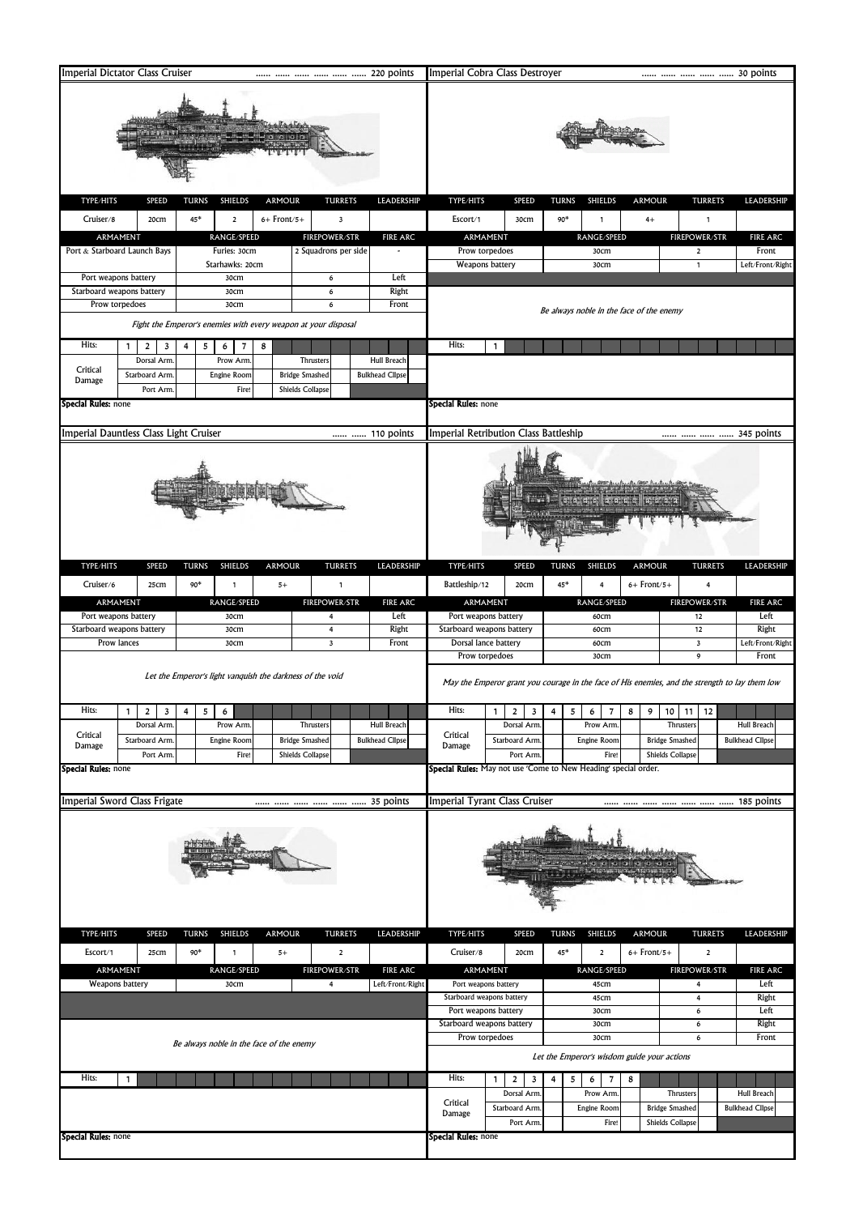## Imperial Dictator Class Cruiser ...... ...... ...... ...... ...... ...... 220 points

| TYPE/HITS | SPEED | TURNS | SHIELDS | ARMOUR | TURRETS | LEADERSHIP |
|---|---|---|---|---|---|---|
| Cruiser/8 | 20cm | 45° | 2 | 6+ Front/5+ | 3 | |

| ARMAMENT | RANGE/SPEED | FIREPOWER/STR | FIRE ARC |
|---|---|---|---|
| Port & Starboard Launch Bays | Furies: 30cm<br>Starhawks: 20cm | 2 Squadrons per side | - |
| Port weapons battery | 30cm | 6 | Left |
| Starboard weapons battery | 30cm | 6 | Right |
| Prow torpedoes | 30cm | 6 | Front |

*Fight the Emperor's enemies with every weapon at your disposal*

Hits: 1 2 3 4 5 6 7 8

| Critical Damage | | | | |
|---|---|---|---|---|
| | Dorsal Arm. | Prow Arm. | Thrusters | Hull Breach |
| | Starboard Arm. | Engine Room | Bridge Smashed | Bulkhead Cllpse |
| | Port Arm. | Fire! | Shields Collapse | |

**Special Rules:** none

## Imperial Cobra Class Destroyer ...... ...... ...... ...... ...... 30 points

| TYPE/HITS | SPEED | TURNS | SHIELDS | ARMOUR | TURRETS | LEADERSHIP |
|---|---|---|---|---|---|---|
| Escort/1 | 30cm | 90° | 1 | 4+ | 1 | |

| ARMAMENT | RANGE/SPEED | FIREPOWER/STR | FIRE ARC |
|---|---|---|---|
| Prow torpedoes | 30cm | 2 | Front |
| Weapons battery | 30cm | 1 | Left/Front/Right |

*Be always noble in the face of the enemy*

Hits: 1

**Special Rules:** none

## Imperial Dauntless Class Light Cruiser ...... ...... 110 points

| TYPE/HITS | SPEED | TURNS | SHIELDS | ARMOUR | TURRETS | LEADERSHIP |
|---|---|---|---|---|---|---|
| Cruiser/6 | 25cm | 90° | 1 | 5+ | 1 | |

| ARMAMENT | RANGE/SPEED | FIREPOWER/STR | FIRE ARC |
|---|---|---|---|
| Port weapons battery | 30cm | 4 | Left |
| Starboard weapons battery | 30cm | 4 | Right |
| Prow lances | 30cm | 3 | Front |

*Let the Emperor's light vanquish the darkness of the void*

Hits: 1 2 3 4 5 6

| Critical Damage | | | | |
|---|---|---|---|---|
| | Dorsal Arm. | Prow Arm. | Thrusters | Hull Breach |
| | Starboard Arm. | Engine Room | Bridge Smashed | Bulkhead Cllpse |
| | Port Arm. | Fire! | Shields Collapse | |

**Special Rules:** none

## Imperial Retribution Class Battleship ...... ...... ...... ...... 345 points

| TYPE/HITS | SPEED | TURNS | SHIELDS | ARMOUR | TURRETS | LEADERSHIP |
|---|---|---|---|---|---|---|
| Battleship/12 | 20cm | 45° | 4 | 6+ Front/5+ | 4 | |

| ARMAMENT | RANGE/SPEED | FIREPOWER/STR | FIRE ARC |
|---|---|---|---|
| Port weapons battery | 60cm | 12 | Left |
| Starboard weapons battery | 60cm | 12 | Right |
| Dorsal lance battery | 60cm | 3 | Left/Front/Right |
| Prow torpedoes | 30cm | 9 | Front |

*May the Emperor grant you courage in the face of His enemies, and the strength to lay them low*

Hits: 1 2 3 4 5 6 7 8 9 10 11 12

| Critical Damage | | | | |
|---|---|---|---|---|
| | Dorsal Arm. | Prow Arm. | Thrusters | Hull Breach |
| | Starboard Arm. | Engine Room | Bridge Smashed | Bulkhead Cllpse |
| | Port Arm. | Fire! | Shields Collapse | |

**Special Rules:** May not use 'Come to New Heading' special order.

## Imperial Sword Class Frigate ...... ...... ...... ...... ...... ...... 35 points

| TYPE/HITS | SPEED | TURNS | SHIELDS | ARMOUR | TURRETS | LEADERSHIP |
|---|---|---|---|---|---|---|
| Escort/1 | 25cm | 90° | 1 | 5+ | 2 | |

| ARMAMENT | RANGE/SPEED | FIREPOWER/STR | FIRE ARC |
|---|---|---|---|
| Weapons battery | 30cm | 4 | Left/Front/Right |

*Be always noble in the face of the enemy*

Hits: 1

**Special Rules:** none

## Imperial Tyrant Class Cruiser ...... ...... ...... ...... ...... ...... ...... 185 points

| TYPE/HITS | SPEED | TURNS | SHIELDS | ARMOUR | TURRETS | LEADERSHIP |
|---|---|---|---|---|---|---|
| Cruiser/8 | 20cm | 45° | 2 | 6+ Front/5+ | 2 | |

| ARMAMENT | RANGE/SPEED | FIREPOWER/STR | FIRE ARC |
|---|---|---|---|
| Port weapons battery | 45cm | 4 | Left |
| Starboard weapons battery | 45cm | 4 | Right |
| Port weapons battery | 30cm | 6 | Left |
| Starboard weapons battery | 30cm | 6 | Right |
| Prow torpedoes | 30cm | 6 | Front |

*Let the Emperor's wisdom guide your actions*

Hits: 1 2 3 4 5 6 7 8

| Critical Damage | | | | |
|---|---|---|---|---|
| | Dorsal Arm. | Prow Arm. | Thrusters | Hull Breach |
| | Starboard Arm. | Engine Room | Bridge Smashed | Bulkhead Cllpse |
| | Port Arm. | Fire! | Shields Collapse | |

**Special Rules:** none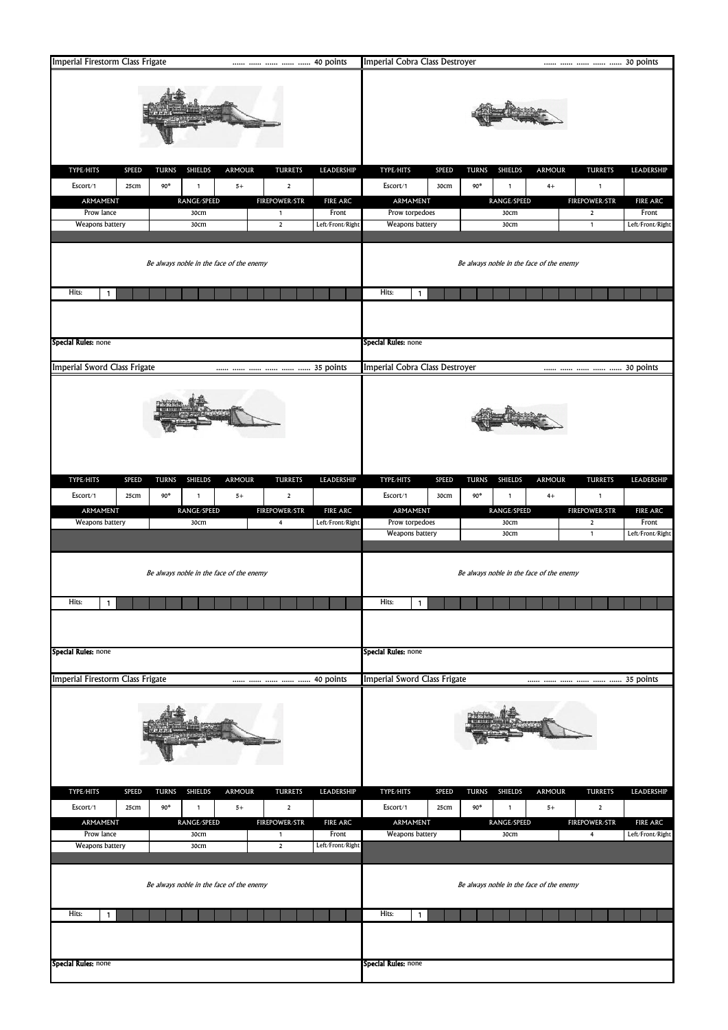## Imperial Firestorm Class Frigate …… …… …… …… …… 40 points

| TYPE/HITS | SPEED | TURNS | SHIELDS | ARMOUR | TURRETS | LEADERSHIP |
|---|---|---|---|---|---|---|
| Escort/1 | 25cm | 90° | 1 | 5+ | 2 | |

| ARMAMENT | RANGE/SPEED | FIREPOWER/STR | FIRE ARC |
|---|---|---|---|
| Prow lance | 30cm | 1 | Front |
| Weapons battery | 30cm | 2 | Left/Front/Right |

*Be always noble in the face of the enemy*

Hits: 1

**Special Rules:** none

## Imperial Cobra Class Destroyer …… …… …… …… …… 30 points

| TYPE/HITS | SPEED | TURNS | SHIELDS | ARMOUR | TURRETS | LEADERSHIP |
|---|---|---|---|---|---|---|
| Escort/1 | 30cm | 90° | 1 | 4+ | 1 | |

| ARMAMENT | RANGE/SPEED | FIREPOWER/STR | FIRE ARC |
|---|---|---|---|
| Prow torpedoes | 30cm | 2 | Front |
| Weapons battery | 30cm | 1 | Left/Front/Right |

*Be always noble in the face of the enemy*

Hits: 1

**Special Rules:** none

## Imperial Sword Class Frigate …… …… …… …… …… 35 points

| TYPE/HITS | SPEED | TURNS | SHIELDS | ARMOUR | TURRETS | LEADERSHIP |
|---|---|---|---|---|---|---|
| Escort/1 | 25cm | 90° | 1 | 5+ | 2 | |

| ARMAMENT | RANGE/SPEED | FIREPOWER/STR | FIRE ARC |
|---|---|---|---|
| Weapons battery | 30cm | 4 | Left/Front/Right |

*Be always noble in the face of the enemy*

Hits: 1

**Special Rules:** none

## Imperial Cobra Class Destroyer …… …… …… …… …… 30 points

| TYPE/HITS | SPEED | TURNS | SHIELDS | ARMOUR | TURRETS | LEADERSHIP |
|---|---|---|---|---|---|---|
| Escort/1 | 30cm | 90° | 1 | 4+ | 1 | |

| ARMAMENT | RANGE/SPEED | FIREPOWER/STR | FIRE ARC |
|---|---|---|---|
| Prow torpedoes | 30cm | 2 | Front |
| Weapons battery | 30cm | 1 | Left/Front/Right |

*Be always noble in the face of the enemy*

Hits: 1

**Special Rules:** none

## Imperial Firestorm Class Frigate …… …… …… …… …… 40 points

| TYPE/HITS | SPEED | TURNS | SHIELDS | ARMOUR | TURRETS | LEADERSHIP |
|---|---|---|---|---|---|---|
| Escort/1 | 25cm | 90° | 1 | 5+ | 2 | |

| ARMAMENT | RANGE/SPEED | FIREPOWER/STR | FIRE ARC |
|---|---|---|---|
| Prow lance | 30cm | 1 | Front |
| Weapons battery | 30cm | 2 | Left/Front/Right |

*Be always noble in the face of the enemy*

Hits: 1

**Special Rules:** none

## Imperial Sword Class Frigate …… …… …… …… …… 35 points

| TYPE/HITS | SPEED | TURNS | SHIELDS | ARMOUR | TURRETS | LEADERSHIP |
|---|---|---|---|---|---|---|
| Escort/1 | 25cm | 90° | 1 | 5+ | 2 | |

| ARMAMENT | RANGE/SPEED | FIREPOWER/STR | FIRE ARC |
|---|---|---|---|
| Weapons battery | 30cm | 4 | Left/Front/Right |

*Be always noble in the face of the enemy*

Hits: 1

**Special Rules:** none